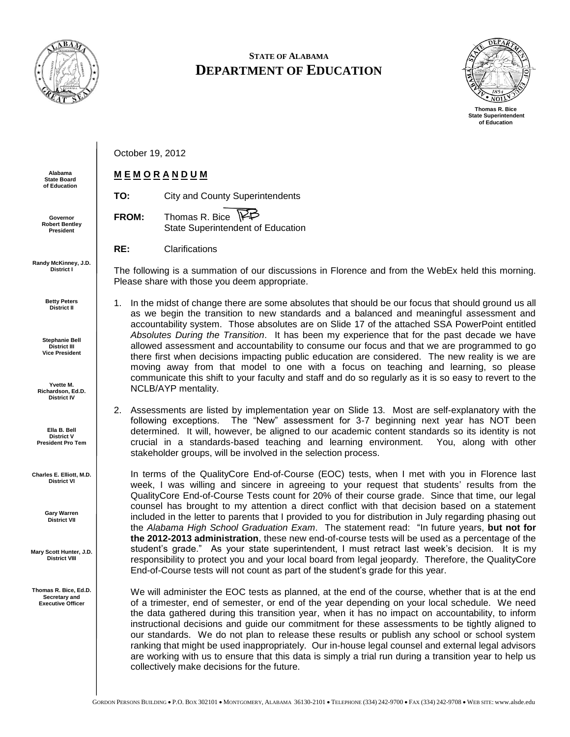**STATE OF ALABAMA**
# DEPARTMENT OF EDUCATION

**Thomas R. Bice**
**State Superintendent of Education**

**Alabama State Board of Education**

**Governor Robert Bentley**
**President**

**Randy McKinney, J.D.**
**District I**

**Betty Peters**
**District II**

**Stephanie Bell**
**District III**
**Vice President**

**Yvette M. Richardson, Ed.D.**
**District IV**

**Ella B. Bell**
**District V**
**President Pro Tem**

**Charles E. Elliott, M.D.**
**District VI**

**Gary Warren**
**District VII**

**Mary Scott Hunter, J.D.**
**District VIII**

**Thomas R. Bice, Ed.D.**
**Secretary and Executive Officer**

October 19, 2012

**M E M O R A N D U M**

**TO:** City and County Superintendents

**FROM:** Thomas R. Bice
State Superintendent of Education

**RE:** Clarifications

The following is a summation of our discussions in Florence and from the WebEx held this morning. Please share with those you deem appropriate.

1. In the midst of change there are some absolutes that should be our focus that should ground us all as we begin the transition to new standards and a balanced and meaningful assessment and accountability system. Those absolutes are on Slide 17 of the attached SSA PowerPoint entitled *Absolutes During the Transition*. It has been my experience that for the past decade we have allowed assessment and accountability to consume our focus and that we are programmed to go there first when decisions impacting public education are considered. The new reality is we are moving away from that model to one with a focus on teaching and learning, so please communicate this shift to your faculty and staff and do so regularly as it is so easy to revert to the NCLB/AYP mentality.

2. Assessments are listed by implementation year on Slide 13. Most are self-explanatory with the following exceptions. The "New" assessment for 3-7 beginning next year has NOT been determined. It will, however, be aligned to our academic content standards so its identity is not crucial in a standards-based teaching and learning environment. You, along with other stakeholder groups, will be involved in the selection process.

   In terms of the QualityCore End-of-Course (EOC) tests, when I met with you in Florence last week, I was willing and sincere in agreeing to your request that students' results from the QualityCore End-of-Course Tests count for 20% of their course grade. Since that time, our legal counsel has brought to my attention a direct conflict with that decision based on a statement included in the letter to parents that I provided to you for distribution in July regarding phasing out the *Alabama High School Graduation Exam*. The statement read: "In future years, **but not for the 2012-2013 administration**, these new end-of-course tests will be used as a percentage of the student's grade." As your state superintendent, I must retract last week's decision. It is my responsibility to protect you and your local board from legal jeopardy. Therefore, the QualityCore End-of-Course tests will not count as part of the student's grade for this year.

   We will administer the EOC tests as planned, at the end of the course, whether that is at the end of a trimester, end of semester, or end of the year depending on your local schedule. We need the data gathered during this transition year, when it has no impact on accountability, to inform instructional decisions and guide our commitment for these assessments to be tightly aligned to our standards. We do not plan to release these results or publish any school or school system ranking that might be used inappropriately. Our in-house legal counsel and external legal advisors are working with us to ensure that this data is simply a trial run during a transition year to help us collectively make decisions for the future.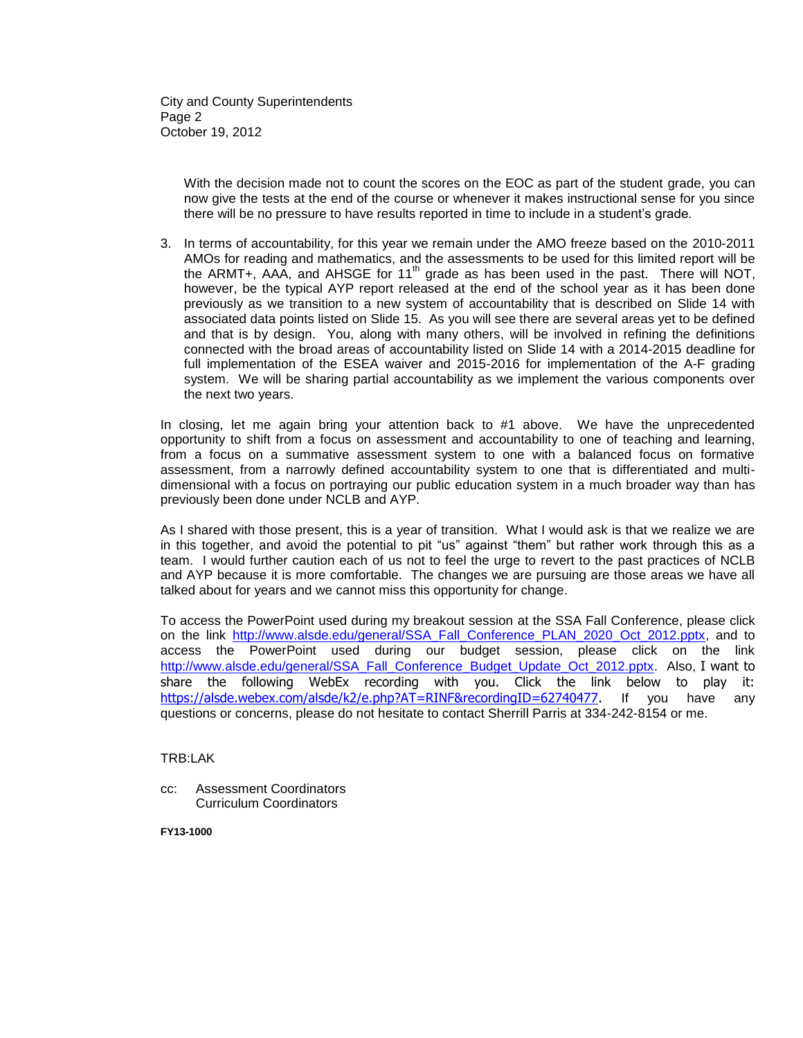With the decision made not to count the scores on the EOC as part of the student grade, you can now give the tests at the end of the course or whenever it makes instructional sense for you since there will be no pressure to have results reported in time to include in a student's grade.

3. In terms of accountability, for this year we remain under the AMO freeze based on the 2010-2011 AMOs for reading and mathematics, and the assessments to be used for this limited report will be the ARMT+, AAA, and AHSGE for 11th grade as has been used in the past. There will NOT, however, be the typical AYP report released at the end of the school year as it has been done previously as we transition to a new system of accountability that is described on Slide 14 with associated data points listed on Slide 15. As you will see there are several areas yet to be defined and that is by design. You, along with many others, will be involved in refining the definitions connected with the broad areas of accountability listed on Slide 14 with a 2014-2015 deadline for full implementation of the ESEA waiver and 2015-2016 for implementation of the A-F grading system. We will be sharing partial accountability as we implement the various components over the next two years.

In closing, let me again bring your attention back to #1 above. We have the unprecedented opportunity to shift from a focus on assessment and accountability to one of teaching and learning, from a focus on a summative assessment system to one with a balanced focus on formative assessment, from a narrowly defined accountability system to one that is differentiated and multi-dimensional with a focus on portraying our public education system in a much broader way than has previously been done under NCLB and AYP.

As I shared with those present, this is a year of transition. What I would ask is that we realize we are in this together, and avoid the potential to pit "us" against "them" but rather work through this as a team. I would further caution each of us not to feel the urge to revert to the past practices of NCLB and AYP because it is more comfortable. The changes we are pursuing are those areas we have all talked about for years and we cannot miss this opportunity for change.

To access the PowerPoint used during my breakout session at the SSA Fall Conference, please click on the link http://www.alsde.edu/general/SSA_Fall_Conference_PLAN_2020_Oct_2012.pptx, and to access the PowerPoint used during our budget session, please click on the link http://www.alsde.edu/general/SSA_Fall_Conference_Budget_Update_Oct_2012.pptx. Also, I want to share the following WebEx recording with you. Click the link below to play it: https://alsde.webex.com/alsde/k2/e.php?AT=RINF&recordingID=62740477. If you have any questions or concerns, please do not hesitate to contact Sherrill Parris at 334-242-8154 or me.

TRB:LAK

cc: Assessment Coordinators
Curriculum Coordinators

**FY13-1000**